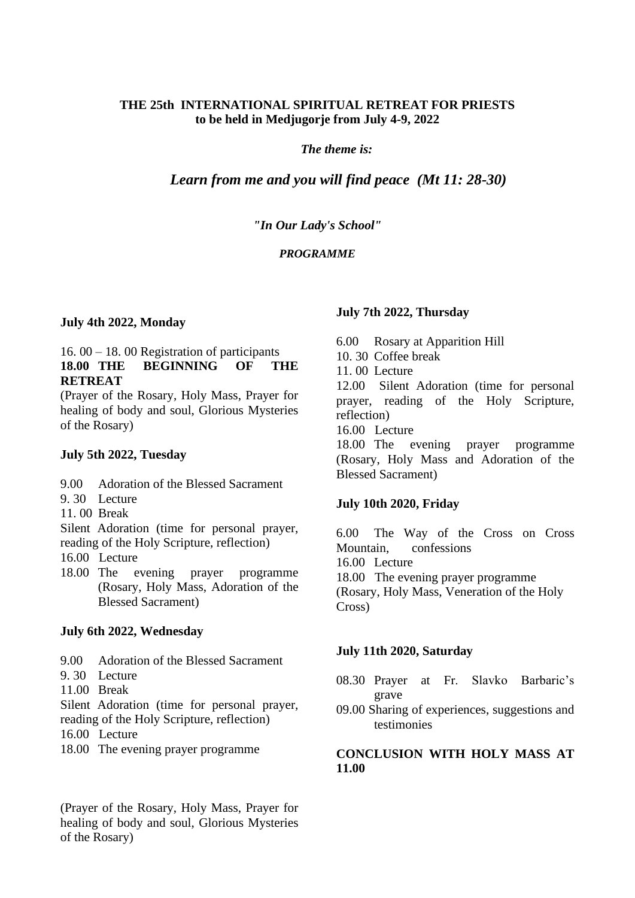**THE 25th INTERNATIONAL SPIRITUAL RETREAT FOR PRIESTS**
**to be held in Medjugorje from July 4-9, 2022**

***The theme is:***

## *Learn from me and you will find peace (Mt 11: 28-30)*

***"In Our Lady's School"***

***PROGRAMME***

**July 4th 2022, Monday**

16. 00 – 18. 00 Registration of participants
**18.00 THE BEGINNING OF THE RETREAT**
(Prayer of the Rosary, Holy Mass, Prayer for healing of body and soul, Glorious Mysteries of the Rosary)

**July 5th 2022, Tuesday**

9.00 Adoration of the Blessed Sacrament
9. 30 Lecture
11. 00 Break
Silent Adoration (time for personal prayer, reading of the Holy Scripture, reflection)
16.00 Lecture
18.00 The evening prayer programme (Rosary, Holy Mass, Adoration of the Blessed Sacrament)

**July 6th 2022, Wednesday**

9.00 Adoration of the Blessed Sacrament
9. 30 Lecture
11.00 Break
Silent Adoration (time for personal prayer, reading of the Holy Scripture, reflection)
16.00 Lecture
18.00 The evening prayer programme

(Prayer of the Rosary, Holy Mass, Prayer for healing of body and soul, Glorious Mysteries of the Rosary)

**July 7th 2022, Thursday**

6.00 Rosary at Apparition Hill
10. 30 Coffee break
11. 00 Lecture
12.00 Silent Adoration (time for personal prayer, reading of the Holy Scripture, reflection)
16.00 Lecture
18.00 The evening prayer programme (Rosary, Holy Mass and Adoration of the Blessed Sacrament)

**July 10th 2020, Friday**

6.00 The Way of the Cross on Cross Mountain, confessions
16.00 Lecture
18.00 The evening prayer programme
(Rosary, Holy Mass, Veneration of the Holy Cross)

**July 11th 2020, Saturday**

08.30 Prayer at Fr. Slavko Barbaric's grave
09.00 Sharing of experiences, suggestions and testimonies

**CONCLUSION WITH HOLY MASS AT 11.00**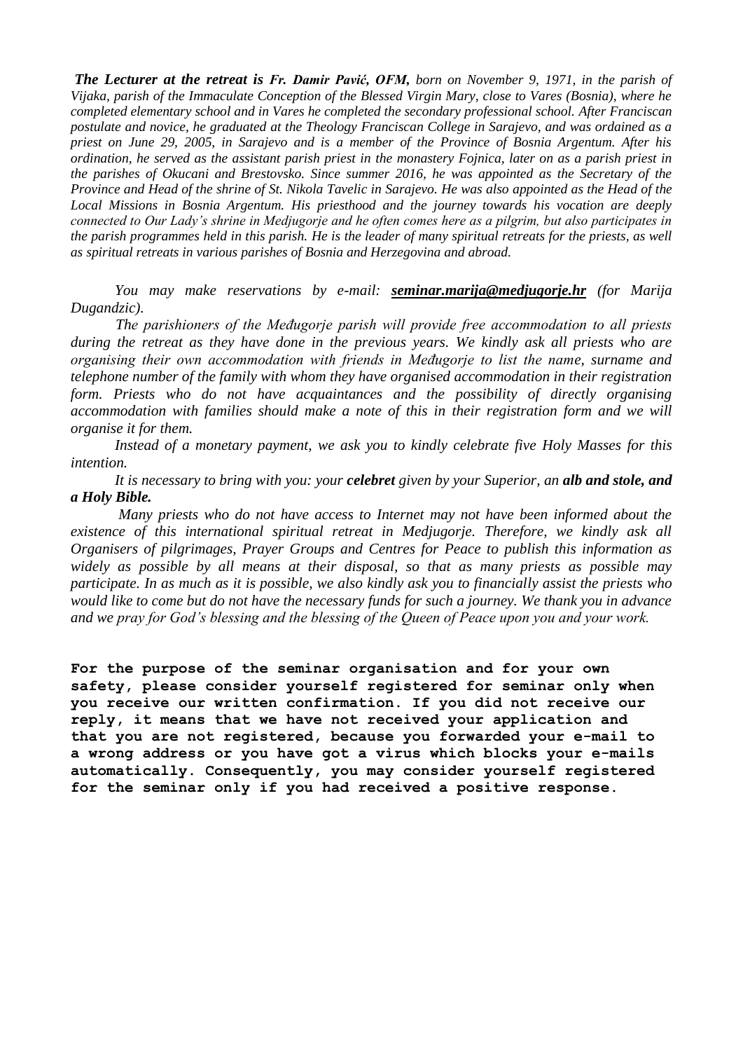***The Lecturer at the retreat is Fr. Damir Pavić, OFM,*** *born on November 9, 1971, in the parish of Vijaka, parish of the Immaculate Conception of the Blessed Virgin Mary, close to Vares (Bosnia), where he completed elementary school and in Vares he completed the secondary professional school. After Franciscan postulate and novice, he graduated at the Theology Franciscan College in Sarajevo, and was ordained as a priest on June 29, 2005, in Sarajevo and is a member of the Province of Bosnia Argentum. After his ordination, he served as the assistant parish priest in the monastery Fojnica, later on as a parish priest in the parishes of Okucani and Brestovsko. Since summer 2016, he was appointed as the Secretary of the Province and Head of the shrine of St. Nikola Tavelic in Sarajevo. He was also appointed as the Head of the Local Missions in Bosnia Argentum. His priesthood and the journey towards his vocation are deeply connected to Our Lady's shrine in Medjugorje and he often comes here as a pilgrim, but also participates in the parish programmes held in this parish. He is the leader of many spiritual retreats for the priests, as well as spiritual retreats in various parishes of Bosnia and Herzegovina and abroad.*

*You may make reservations by e-mail:* ***seminar.marija@medjugorje.hr*** *(for Marija Dugandzic).*

*The parishioners of the Međugorje parish will provide free accommodation to all priests during the retreat as they have done in the previous years. We kindly ask all priests who are organising their own accommodation with friends in Međugorje to list the name, surname and telephone number of the family with whom they have organised accommodation in their registration form. Priests who do not have acquaintances and the possibility of directly organising accommodation with families should make a note of this in their registration form and we will organise it for them.*

*Instead of a monetary payment, we ask you to kindly celebrate five Holy Masses for this intention.*

*It is necessary to bring with you: your* ***celebret*** *given by your Superior, an* ***alb and stole, and a Holy Bible.***

*Many priests who do not have access to Internet may not have been informed about the existence of this international spiritual retreat in Medjugorje. Therefore, we kindly ask all Organisers of pilgrimages, Prayer Groups and Centres for Peace to publish this information as widely as possible by all means at their disposal, so that as many priests as possible may participate. In as much as it is possible, we also kindly ask you to financially assist the priests who would like to come but do not have the necessary funds for such a journey. We thank you in advance and we pray for God's blessing and the blessing of the Queen of Peace upon you and your work.*

**For the purpose of the seminar organisation and for your own safety, please consider yourself registered for seminar only when you receive our written confirmation. If you did not receive our reply, it means that we have not received your application and that you are not registered, because you forwarded your e-mail to a wrong address or you have got a virus which blocks your e-mails automatically. Consequently, you may consider yourself registered for the seminar only if you had received a positive response.**